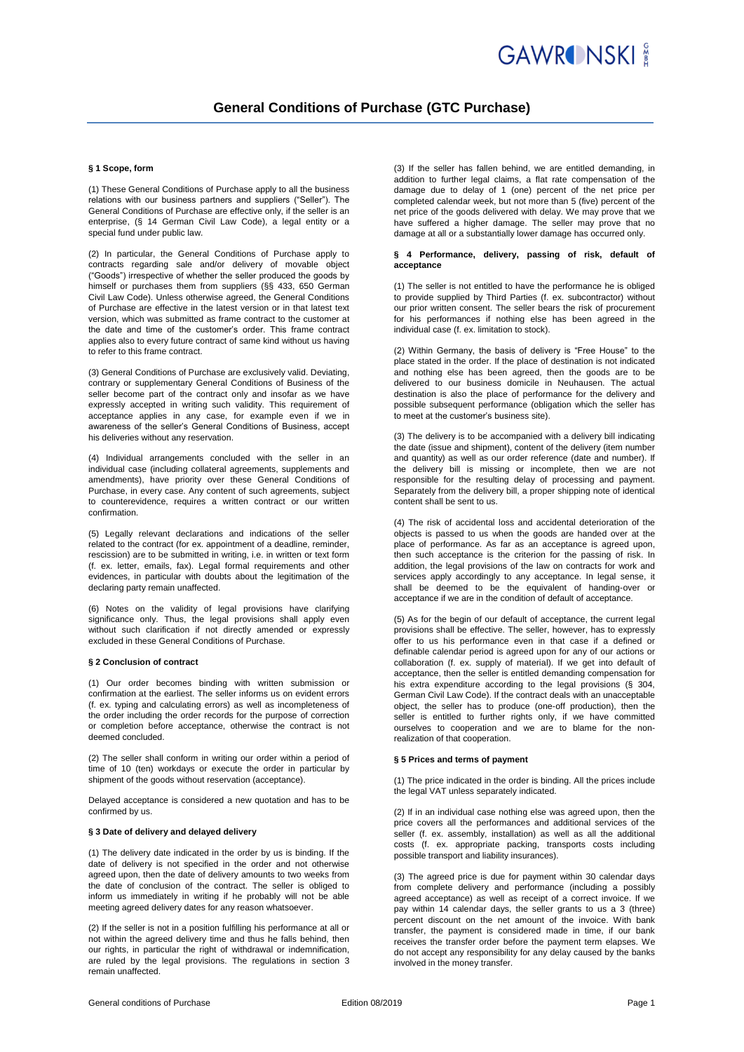# General Conditions of Purchase (GTC Purchase)

## § 1 Scope, form

(1) These General Conditions of Purchase apply to all the business relations with our business partners and suppliers ("Seller"). The General Conditions of Purchase are effective only, if the seller is an enterprise, (§ 14 German Civil Law Code), a legal entity or a special fund under public law.

(2) In particular, the General Conditions of Purchase apply to contracts regarding sale and/or delivery of movable object ("Goods") irrespective of whether the seller produced the goods by himself or purchases them from suppliers (§§ 433, 650 German Civil Law Code). Unless otherwise agreed, the General Conditions of Purchase are effective in the latest version or in that latest text version, which was submitted as frame contract to the customer at the date and time of the customer's order. This frame contract applies also to every future contract of same kind without us having to refer to this frame contract.

(3) General Conditions of Purchase are exclusively valid. Deviating, contrary or supplementary General Conditions of Business of the seller become part of the contract only and insofar as we have expressly accepted in writing such validity. This requirement of acceptance applies in any case, for example even if we in awareness of the seller's General Conditions of Business, accept his deliveries without any reservation.

(4) Individual arrangements concluded with the seller in an individual case (including collateral agreements, supplements and amendments), have priority over these General Conditions of Purchase, in every case. Any content of such agreements, subject to counterevidence, requires a written contract or our written confirmation.

(5) Legally relevant declarations and indications of the seller related to the contract (for ex. appointment of a deadline, reminder, rescission) are to be submitted in writing, i.e. in written or text form (f. ex. letter, emails, fax). Legal formal requirements and other evidences, in particular with doubts about the legitimation of the declaring party remain unaffected.

(6) Notes on the validity of legal provisions have clarifying significance only. Thus, the legal provisions shall apply even without such clarification if not directly amended or expressly excluded in these General Conditions of Purchase.

## § 2 Conclusion of contract

(1) Our order becomes binding with written submission or confirmation at the earliest. The seller informs us on evident errors (f. ex. typing and calculating errors) as well as incompleteness of the order including the order records for the purpose of correction or completion before acceptance, otherwise the contract is not deemed concluded.

(2) The seller shall conform in writing our order within a period of time of 10 (ten) workdays or execute the order in particular by shipment of the goods without reservation (acceptance).

Delayed acceptance is considered a new quotation and has to be confirmed by us.

## § 3 Date of delivery and delayed delivery

(1) The delivery date indicated in the order by us is binding. If the date of delivery is not specified in the order and not otherwise agreed upon, then the date of delivery amounts to two weeks from the date of conclusion of the contract. The seller is obliged to inform us immediately in writing if he probably will not be able meeting agreed delivery dates for any reason whatsoever.

(2) If the seller is not in a position fulfilling his performance at all or not within the agreed delivery time and thus he falls behind, then our rights, in particular the right of withdrawal or indemnification, are ruled by the legal provisions. The regulations in section 3 remain unaffected.

(3) If the seller has fallen behind, we are entitled demanding, in addition to further legal claims, a flat rate compensation of the damage due to delay of 1 (one) percent of the net price per completed calendar week, but not more than 5 (five) percent of the net price of the goods delivered with delay. We may prove that we have suffered a higher damage. The seller may prove that no damage at all or a substantially lower damage has occurred only.

## § 4 Performance, delivery, passing of risk, default of acceptance

(1) The seller is not entitled to have the performance he is obliged to provide supplied by Third Parties (f. ex. subcontractor) without our prior written consent. The seller bears the risk of procurement for his performances if nothing else has been agreed in the individual case (f. ex. limitation to stock).

(2) Within Germany, the basis of delivery is "Free House" to the place stated in the order. If the place of destination is not indicated and nothing else has been agreed, then the goods are to be delivered to our business domicile in Neuhausen. The actual destination is also the place of performance for the delivery and possible subsequent performance (obligation which the seller has to meet at the customer's business site).

(3) The delivery is to be accompanied with a delivery bill indicating the date (issue and shipment), content of the delivery (item number and quantity) as well as our order reference (date and number). If the delivery bill is missing or incomplete, then we are not responsible for the resulting delay of processing and payment. Separately from the delivery bill, a proper shipping note of identical content shall be sent to us.

(4) The risk of accidental loss and accidental deterioration of the objects is passed to us when the goods are handed over at the place of performance. As far as an acceptance is agreed upon, then such acceptance is the criterion for the passing of risk. In addition, the legal provisions of the law on contracts for work and services apply accordingly to any acceptance. In legal sense, it shall be deemed to be the equivalent of handing-over or acceptance if we are in the condition of default of acceptance.

(5) As for the begin of our default of acceptance, the current legal provisions shall be effective. The seller, however, has to expressly offer to us his performance even in that case if a defined or definable calendar period is agreed upon for any of our actions or collaboration (f. ex. supply of material). If we get into default of acceptance, then the seller is entitled demanding compensation for his extra expenditure according to the legal provisions (§ 304, German Civil Law Code). If the contract deals with an unacceptable object, the seller has to produce (one-off production), then the seller is entitled to further rights only, if we have committed ourselves to cooperation and we are to blame for the non-realization of that cooperation.

## § 5 Prices and terms of payment

(1) The price indicated in the order is binding. All the prices include the legal VAT unless separately indicated.

(2) If in an individual case nothing else was agreed upon, then the price covers all the performances and additional services of the seller (f. ex. assembly, installation) as well as all the additional costs (f. ex. appropriate packing, transports costs including possible transport and liability insurances).

(3) The agreed price is due for payment within 30 calendar days from complete delivery and performance (including a possibly agreed acceptance) as well as receipt of a correct invoice. If we pay within 14 calendar days, the seller grants to us a 3 (three) percent discount on the net amount of the invoice. With bank transfer, the payment is considered made in time, if our bank receives the transfer order before the payment term elapses. We do not accept any responsibility for any delay caused by the banks involved in the money transfer.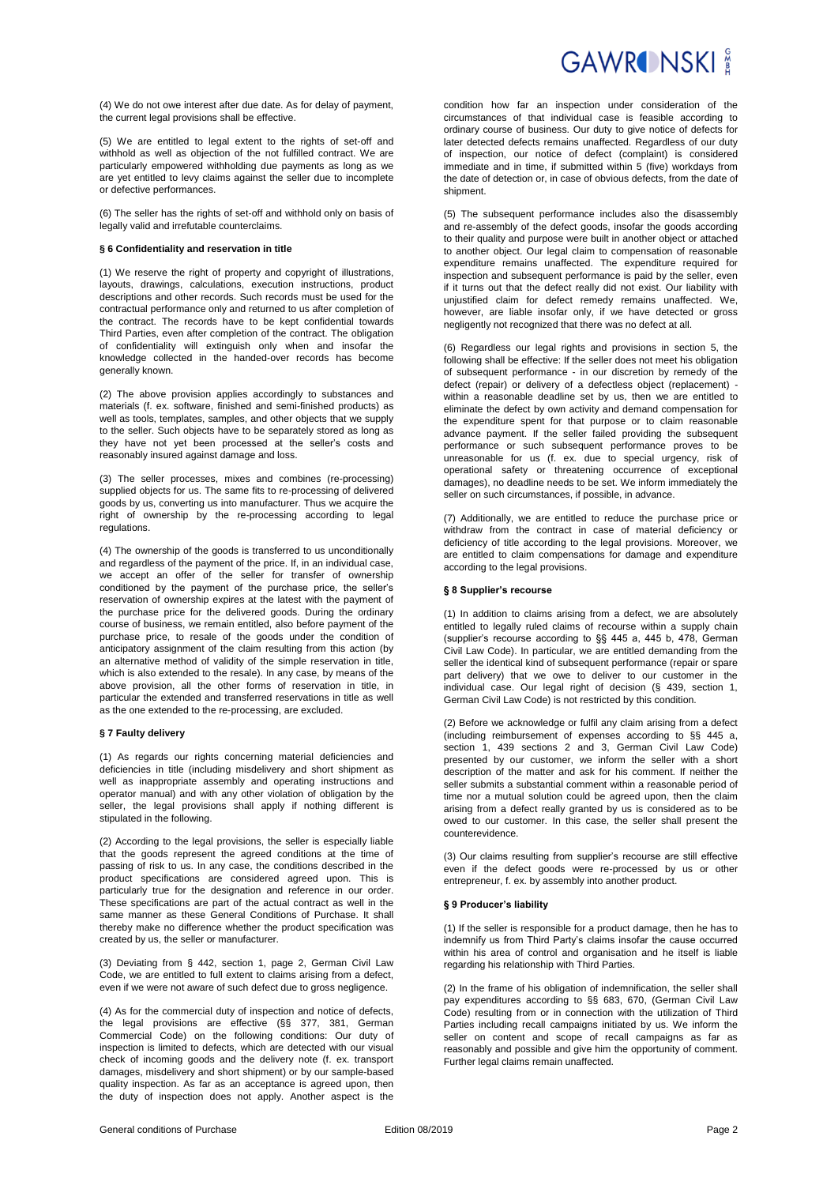(4) We do not owe interest after due date. As for delay of payment, the current legal provisions shall be effective.

(5) We are entitled to legal extent to the rights of set-off and withhold as well as objection of the not fulfilled contract. We are particularly empowered withholding due payments as long as we are yet entitled to levy claims against the seller due to incomplete or defective performances.

(6) The seller has the rights of set-off and withhold only on basis of legally valid and irrefutable counterclaims.

### § 6 Confidentiality and reservation in title

(1) We reserve the right of property and copyright of illustrations, layouts, drawings, calculations, execution instructions, product descriptions and other records. Such records must be used for the contractual performance only and returned to us after completion of the contract. The records have to be kept confidential towards Third Parties, even after completion of the contract. The obligation of confidentiality will extinguish only when and insofar the knowledge collected in the handed-over records has become generally known.

(2) The above provision applies accordingly to substances and materials (f. ex. software, finished and semi-finished products) as well as tools, templates, samples, and other objects that we supply to the seller. Such objects have to be separately stored as long as they have not yet been processed at the seller's costs and reasonably insured against damage and loss.

(3) The seller processes, mixes and combines (re-processing) supplied objects for us. The same fits to re-processing of delivered goods by us, converting us into manufacturer. Thus we acquire the right of ownership by the re-processing according to legal regulations.

(4) The ownership of the goods is transferred to us unconditionally and regardless of the payment of the price. If, in an individual case, we accept an offer of the seller for transfer of ownership conditioned by the payment of the purchase price, the seller's reservation of ownership expires at the latest with the payment of the purchase price for the delivered goods. During the ordinary course of business, we remain entitled, also before payment of the purchase price, to resale of the goods under the condition of anticipatory assignment of the claim resulting from this action (by an alternative method of validity of the simple reservation in title, which is also extended to the resale). In any case, by means of the above provision, all the other forms of reservation in title, in particular the extended and transferred reservations in title as well as the one extended to the re-processing, are excluded.

### § 7 Faulty delivery

(1) As regards our rights concerning material deficiencies and deficiencies in title (including misdelivery and short shipment as well as inappropriate assembly and operating instructions and operator manual) and with any other violation of obligation by the seller, the legal provisions shall apply if nothing different is stipulated in the following.

(2) According to the legal provisions, the seller is especially liable that the goods represent the agreed conditions at the time of passing of risk to us. In any case, the conditions described in the product specifications are considered agreed upon. This is particularly true for the designation and reference in our order. These specifications are part of the actual contract as well in the same manner as these General Conditions of Purchase. It shall thereby make no difference whether the product specification was created by us, the seller or manufacturer.

(3) Deviating from § 442, section 1, page 2, German Civil Law Code, we are entitled to full extent to claims arising from a defect, even if we were not aware of such defect due to gross negligence.

(4) As for the commercial duty of inspection and notice of defects, the legal provisions are effective (§§ 377, 381, German Commercial Code) on the following conditions: Our duty of inspection is limited to defects, which are detected with our visual check of incoming goods and the delivery note (f. ex. transport damages, misdelivery and short shipment) or by our sample-based quality inspection. As far as an acceptance is agreed upon, then the duty of inspection does not apply. Another aspect is the condition how far an inspection under consideration of the circumstances of that individual case is feasible according to ordinary course of business. Our duty to give notice of defects for later detected defects remains unaffected. Regardless of our duty of inspection, our notice of defect (complaint) is considered immediate and in time, if submitted within 5 (five) workdays from the date of detection or, in case of obvious defects, from the date of shipment.

(5) The subsequent performance includes also the disassembly and re-assembly of the defect goods, insofar the goods according to their quality and purpose were built in another object or attached to another object. Our legal claim to compensation of reasonable expenditure remains unaffected. The expenditure required for inspection and subsequent performance is paid by the seller, even if it turns out that the defect really did not exist. Our liability with unjustified claim for defect remedy remains unaffected. We, however, are liable insofar only, if we have detected or gross negligently not recognized that there was no defect at all.

(6) Regardless our legal rights and provisions in section 5, the following shall be effective: If the seller does not meet his obligation of subsequent performance - in our discretion by remedy of the defect (repair) or delivery of a defectless object (replacement) - within a reasonable deadline set by us, then we are entitled to eliminate the defect by own activity and demand compensation for the expenditure spent for that purpose or to claim reasonable advance payment. If the seller failed providing the subsequent performance or such subsequent performance proves to be unreasonable for us (f. ex. due to special urgency, risk of operational safety or threatening occurrence of exceptional damages), no deadline needs to be set. We inform immediately the seller on such circumstances, if possible, in advance.

(7) Additionally, we are entitled to reduce the purchase price or withdraw from the contract in case of material deficiency or deficiency of title according to the legal provisions. Moreover, we are entitled to claim compensations for damage and expenditure according to the legal provisions.

### § 8 Supplier's recourse

(1) In addition to claims arising from a defect, we are absolutely entitled to legally ruled claims of recourse within a supply chain (supplier's recourse according to §§ 445 a, 445 b, 478, German Civil Law Code). In particular, we are entitled demanding from the seller the identical kind of subsequent performance (repair or spare part delivery) that we owe to deliver to our customer in the individual case. Our legal right of decision (§ 439, section 1, German Civil Law Code) is not restricted by this condition.

(2) Before we acknowledge or fulfil any claim arising from a defect (including reimbursement of expenses according to §§ 445 a, section 1, 439 sections 2 and 3, German Civil Law Code) presented by our customer, we inform the seller with a short description of the matter and ask for his comment. If neither the seller submits a substantial comment within a reasonable period of time nor a mutual solution could be agreed upon, then the claim arising from a defect really granted by us is considered as to be owed to our customer. In this case, the seller shall present the counterevidence.

(3) Our claims resulting from supplier's recourse are still effective even if the defect goods were re-processed by us or other entrepreneur, f. ex. by assembly into another product.

### § 9 Producer's liability

(1) If the seller is responsible for a product damage, then he has to indemnify us from Third Party's claims insofar the cause occurred within his area of control and organisation and he itself is liable regarding his relationship with Third Parties.

(2) In the frame of his obligation of indemnification, the seller shall pay expenditures according to §§ 683, 670, (German Civil Law Code) resulting from or in connection with the utilization of Third Parties including recall campaigns initiated by us. We inform the seller on content and scope of recall campaigns as far as reasonably and possible and give him the opportunity of comment. Further legal claims remain unaffected.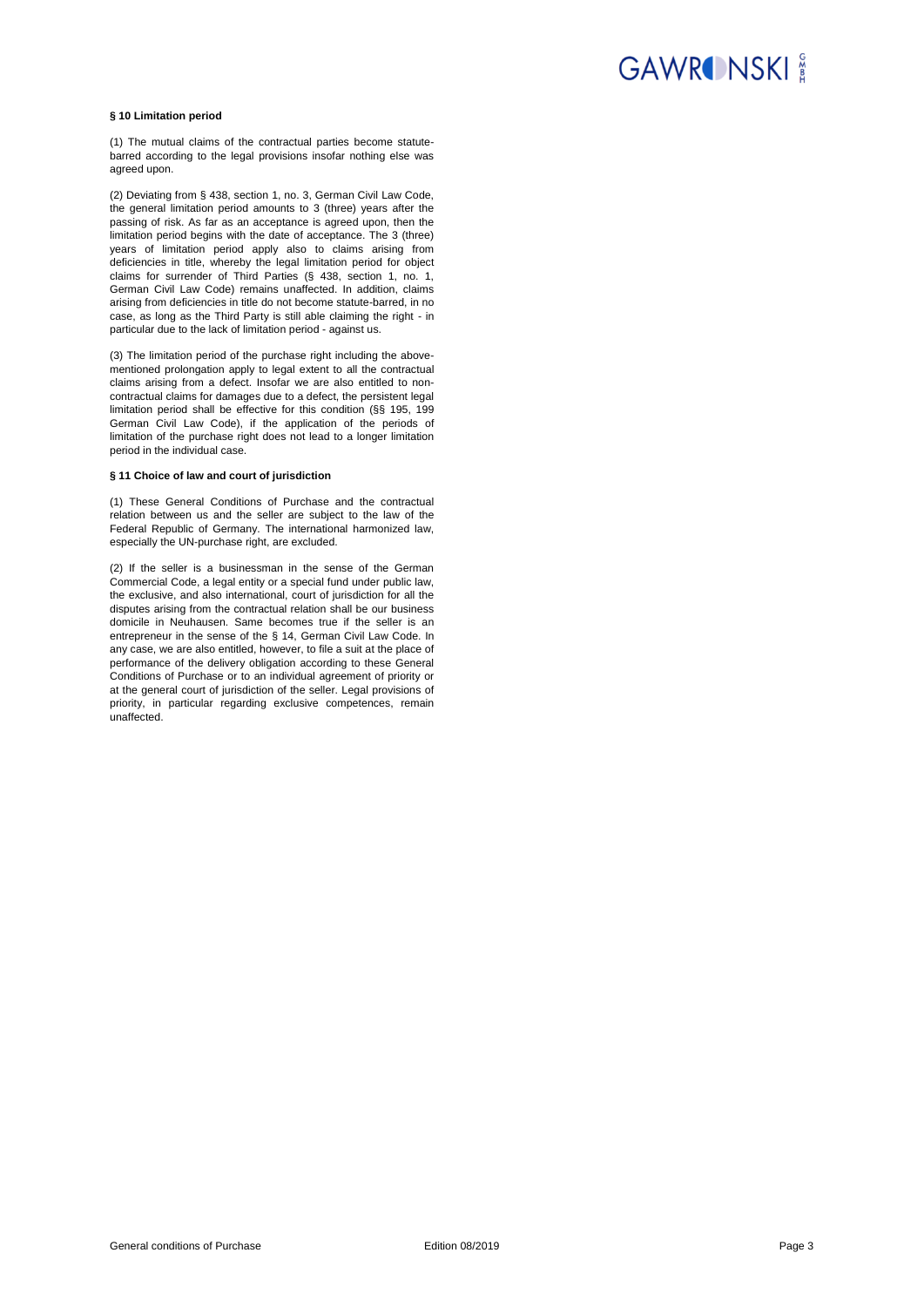**§ 10 Limitation period**

(1) The mutual claims of the contractual parties become statute-barred according to the legal provisions insofar nothing else was agreed upon.

(2) Deviating from § 438, section 1, no. 3, German Civil Law Code, the general limitation period amounts to 3 (three) years after the passing of risk. As far as an acceptance is agreed upon, then the limitation period begins with the date of acceptance. The 3 (three) years of limitation period apply also to claims arising from deficiencies in title, whereby the legal limitation period for object claims for surrender of Third Parties (§ 438, section 1, no. 1, German Civil Law Code) remains unaffected. In addition, claims arising from deficiencies in title do not become statute-barred, in no case, as long as the Third Party is still able claiming the right - in particular due to the lack of limitation period - against us.

(3) The limitation period of the purchase right including the above-mentioned prolongation apply to legal extent to all the contractual claims arising from a defect. Insofar we are also entitled to non-contractual claims for damages due to a defect, the persistent legal limitation period shall be effective for this condition (§§ 195, 199 German Civil Law Code), if the application of the periods of limitation of the purchase right does not lead to a longer limitation period in the individual case.

**§ 11 Choice of law and court of jurisdiction**

(1) These General Conditions of Purchase and the contractual relation between us and the seller are subject to the law of the Federal Republic of Germany. The international harmonized law, especially the UN-purchase right, are excluded.

(2) If the seller is a businessman in the sense of the German Commercial Code, a legal entity or a special fund under public law, the exclusive, and also international, court of jurisdiction for all the disputes arising from the contractual relation shall be our business domicile in Neuhausen. Same becomes true if the seller is an entrepreneur in the sense of the § 14, German Civil Law Code. In any case, we are also entitled, however, to file a suit at the place of performance of the delivery obligation according to these General Conditions of Purchase or to an individual agreement of priority or at the general court of jurisdiction of the seller. Legal provisions of priority, in particular regarding exclusive competences, remain unaffected.